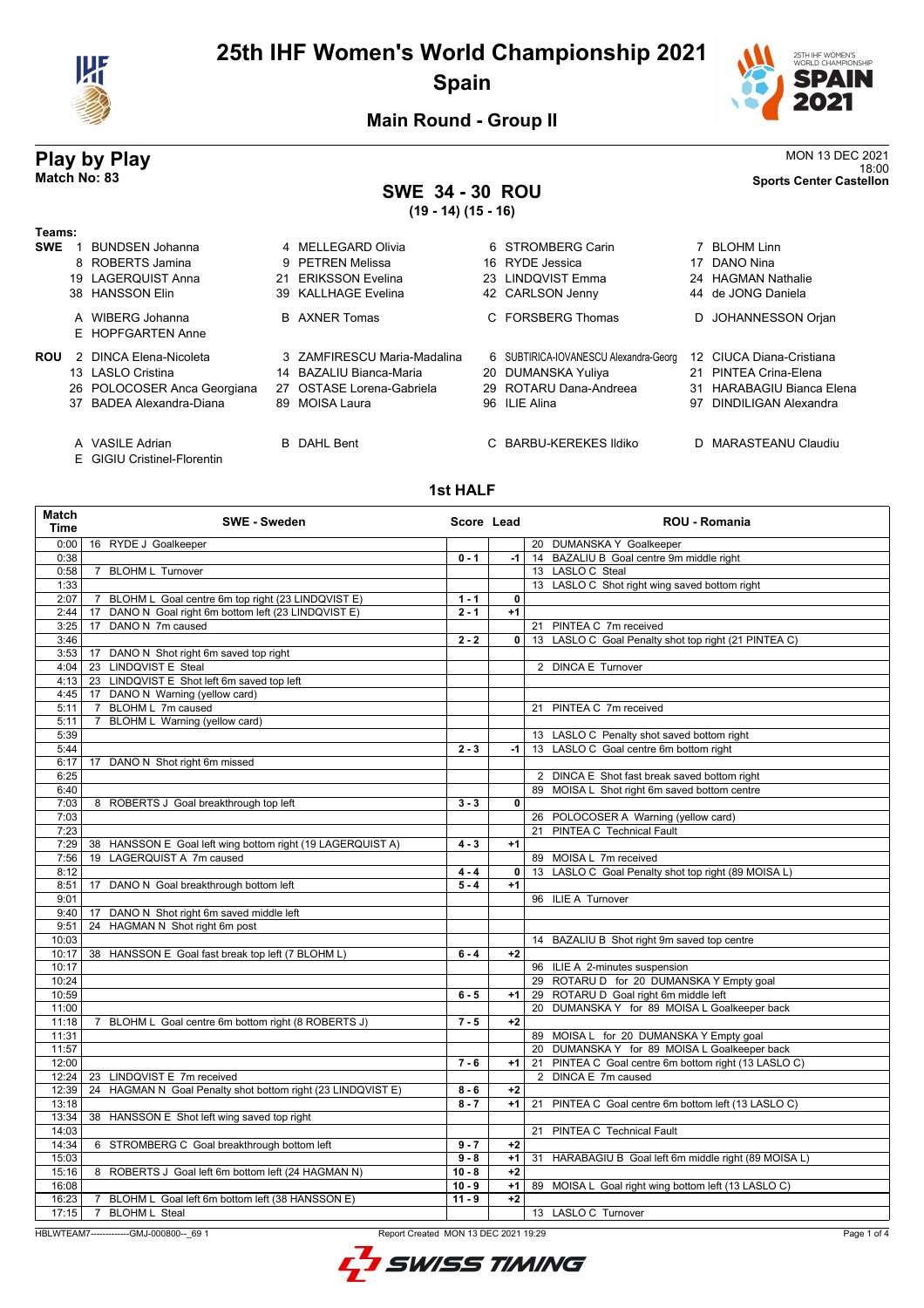# 25th IHF Women's World Championship 2021

## Spain

### Main Round - Group II

## Play by Play

**Match No: 83**

MON 13 DEC 2021
18:00
**Sports Center Castellon**

## SWE 34 - 30 ROU

**(19 - 14) (15 - 16)**

**Teams:**

**SWE**
1 BUNDSEN Johanna, 4 MELLEGARD Olivia, 6 STROMBERG Carin, 7 BLOHM Linn
8 ROBERTS Jamina, 9 PETREN Melissa, 16 RYDE Jessica, 17 DANO Nina
19 LAGERQUIST Anna, 21 ERIKSSON Evelina, 23 LINDQVIST Emma, 24 HAGMAN Nathalie
38 HANSSON Elin, 39 KALLHAGE Evelina, 42 CARLSON Jenny, 44 de JONG Daniela

A WIBERG Johanna, B AXNER Tomas, C FORSBERG Thomas, D JOHANNESSON Orjan
E HOPFGARTEN Anne

**ROU**
2 DINCA Elena-Nicoleta, 3 ZAMFIRESCU Maria-Madalina, 6 SUBTIRICA-IOVANESCU Alexandra-Georg, 12 CIUCA Diana-Cristiana
13 LASLO Cristina, 14 BAZALIU Bianca-Maria, 20 DUMANSKA Yuliya, 21 PINTEA Crina-Elena
26 POLOCOSER Anca Georgiana, 27 OSTASE Lorena-Gabriela, 29 ROTARU Dana-Andreea, 31 HARABAGIU Bianca Elena
37 BADEA Alexandra-Diana, 89 MOISA Laura, 96 ILIE Alina, 97 DINDILIGAN Alexandra

A VASILE Adrian, B DAHL Bent, C BARBU-KEREKES Ildiko, D MARASTEANU Claudiu
E GIGIU Cristinel-Florentin

### 1st HALF

| Match Time | SWE - Sweden | Score | Lead | ROU - Romania |
|---|---|---|---|---|
| 0:00 | 16 RYDE J Goalkeeper | | | 20 DUMANSKA Y Goalkeeper |
| 0:38 | | 0 - 1 | -1 | 14 BAZALIU B Goal centre 9m middle right |
| 0:58 | 7 BLOHM L Turnover | | | 13 LASLO C Steal |
| 1:33 | | | | 13 LASLO C Shot right wing saved bottom right |
| 2:07 | 7 BLOHM L Goal centre 6m top right (23 LINDQVIST E) | 1 - 1 | 0 | |
| 2:44 | 17 DANO N Goal right 6m bottom left (23 LINDQVIST E) | 2 - 1 | +1 | |
| 3:25 | 17 DANO N 7m caused | | | 21 PINTEA C 7m received |
| 3:46 | | 2 - 2 | 0 | 13 LASLO C Goal Penalty shot top right (21 PINTEA C) |
| 3:53 | 17 DANO N Shot right 6m saved top right | | | |
| 4:04 | 23 LINDQVIST E Steal | | | 2 DINCA E Turnover |
| 4:13 | 23 LINDQVIST E Shot left 6m saved top left | | | |
| 4:45 | 17 DANO N Warning (yellow card) | | | |
| 5:11 | 7 BLOHM L 7m caused | | | 21 PINTEA C 7m received |
| 5:11 | 7 BLOHM L Warning (yellow card) | | | |
| 5:39 | | | | 13 LASLO C Penalty shot saved bottom right |
| 5:44 | | 2 - 3 | -1 | 13 LASLO C Goal centre 6m bottom right |
| 6:17 | 17 DANO N Shot right 6m missed | | | |
| 6:25 | | | | 2 DINCA E Shot fast break saved bottom right |
| 6:40 | | | | 89 MOISA L Shot right 6m saved bottom centre |
| 7:03 | 8 ROBERTS J Goal breakthrough top left | 3 - 3 | 0 | |
| 7:03 | | | | 26 POLOCOSER A Warning (yellow card) |
| 7:23 | | | | 21 PINTEA C Technical Fault |
| 7:29 | 38 HANSSON E Goal left wing bottom right (19 LAGERQUIST A) | 4 - 3 | +1 | |
| 7:56 | 19 LAGERQUIST A 7m caused | | | 89 MOISA L 7m received |
| 8:12 | | 4 - 4 | 0 | 13 LASLO C Goal Penalty shot top right (89 MOISA L) |
| 8:51 | 17 DANO N Goal breakthrough bottom left | 5 - 4 | +1 | |
| 9:01 | | | | 96 ILIE A Turnover |
| 9:40 | 17 DANO N Shot right 6m saved middle left | | | |
| 9:51 | 24 HAGMAN N Shot right 6m post | | | |
| 10:03 | | | | 14 BAZALIU B Shot right 9m saved top centre |
| 10:17 | 38 HANSSON E Goal fast break top left (7 BLOHM L) | 6 - 4 | +2 | |
| 10:17 | | | | 96 ILIE A 2-minutes suspension |
| 10:24 | | | | 29 ROTARU D for 20 DUMANSKA Y Empty goal |
| 10:59 | | 6 - 5 | +1 | 29 ROTARU D Goal right 6m middle left |
| 11:00 | | | | 20 DUMANSKA Y for 89 MOISA L Goalkeeper back |
| 11:18 | 7 BLOHM L Goal centre 6m bottom right (8 ROBERTS J) | 7 - 5 | +2 | |
| 11:31 | | | | 89 MOISA L for 20 DUMANSKA Y Empty goal |
| 11:57 | | | | 20 DUMANSKA Y for 89 MOISA L Goalkeeper back |
| 12:00 | | 7 - 6 | +1 | 21 PINTEA C Goal centre 6m bottom right (13 LASLO C) |
| 12:24 | 23 LINDQVIST E 7m received | | | 2 DINCA E 7m caused |
| 12:39 | 24 HAGMAN N Goal Penalty shot bottom right (23 LINDQVIST E) | 8 - 6 | +2 | |
| 13:18 | | 8 - 7 | +1 | 21 PINTEA C Goal centre 6m bottom left (13 LASLO C) |
| 13:34 | 38 HANSSON E Shot left wing saved top right | | | |
| 14:03 | | | | 21 PINTEA C Technical Fault |
| 14:34 | 6 STROMBERG C Goal breakthrough bottom left | 9 - 7 | +2 | |
| 15:03 | | 9 - 8 | +1 | 31 HARABAGIU B Goal left 6m middle right (89 MOISA L) |
| 15:16 | 8 ROBERTS J Goal left 6m bottom left (24 HAGMAN N) | 10 - 8 | +2 | |
| 16:08 | | 10 - 9 | +1 | 89 MOISA L Goal right wing bottom left (13 LASLO C) |
| 16:23 | 7 BLOHM L Goal left 6m bottom left (38 HANSSON E) | 11 - 9 | +2 | |
| 17:15 | 7 BLOHM L Steal | | | 13 LASLO C Turnover |

HBLWTEAM7-------------GMJ-000800--_69 1 Report Created MON 13 DEC 2021 19:29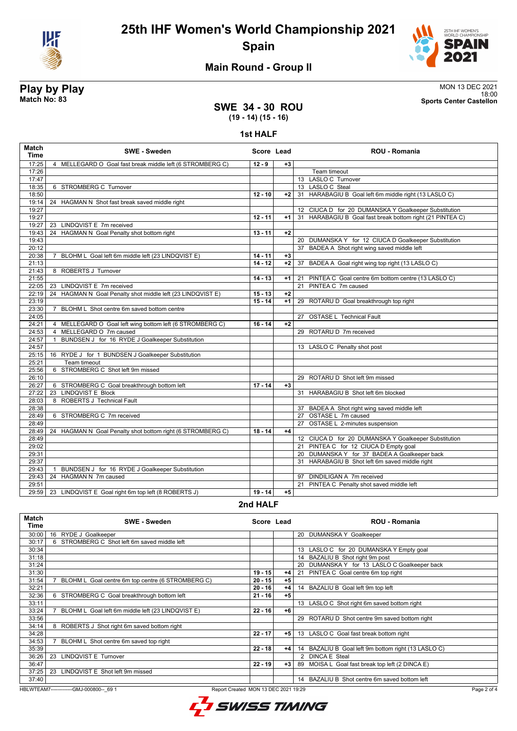# 25th IHF Women's World Championship 2021

## Spain

### Main Round - Group II

**Play by Play**
**Match No: 83**

MON 13 DEC 2021
18:00
**Sports Center Castellon**

## SWE 34 - 30 ROU
**(19 - 14) (15 - 16)**

### 1st HALF

| Match Time | SWE - Sweden | Score | Lead | ROU - Romania |
|---|---|---|---|---|
| 17:25 | 4 MELLEGARD O Goal fast break middle left (6 STROMBERG C) | 12 - 9 | +3 | |
| 17:26 | | | | Team timeout |
| 17:47 | | | | 13 LASLO C Turnover |
| 18:35 | 6 STROMBERG C Turnover | | | 13 LASLO C Steal |
| 18:50 | | 12 - 10 | +2 | 31 HARABAGIU B Goal left 6m middle right (13 LASLO C) |
| 19:14 | 24 HAGMAN N Shot fast break saved middle right | | | |
| 19:27 | | | | 12 CIUCA D for 20 DUMANSKA Y Goalkeeper Substitution |
| 19:27 | | 12 - 11 | +1 | 31 HARABAGIU B Goal fast break bottom right (21 PINTEA C) |
| 19:27 | 23 LINDQVIST E 7m received | | | |
| 19:43 | 24 HAGMAN N Goal Penalty shot bottom right | 13 - 11 | +2 | |
| 19:43 | | | | 20 DUMANSKA Y for 12 CIUCA D Goalkeeper Substitution |
| 20:12 | | | | 37 BADEA A Shot right wing saved middle left |
| 20:38 | 7 BLOHM L Goal left 6m middle left (23 LINDQVIST E) | 14 - 11 | +3 | |
| 21:13 | | 14 - 12 | +2 | 37 BADEA A Goal right wing top right (13 LASLO C) |
| 21:43 | 8 ROBERTS J Turnover | | | |
| 21:55 | | 14 - 13 | +1 | 21 PINTEA C Goal centre 6m bottom centre (13 LASLO C) |
| 22:05 | 23 LINDQVIST E 7m received | | | 21 PINTEA C 7m caused |
| 22:19 | 24 HAGMAN N Goal Penalty shot middle left (23 LINDQVIST E) | 15 - 13 | +2 | |
| 23:19 | | 15 - 14 | +1 | 29 ROTARU D Goal breakthrough top right |
| 23:30 | 7 BLOHM L Shot centre 6m saved bottom centre | | | |
| 24:05 | | | | 27 OSTASE L Technical Fault |
| 24:21 | 4 MELLEGARD O Goal left wing bottom left (6 STROMBERG C) | 16 - 14 | +2 | |
| 24:53 | 4 MELLEGARD O 7m caused | | | 29 ROTARU D 7m received |
| 24:57 | 1 BUNDSEN J for 16 RYDE J Goalkeeper Substitution | | | |
| 24:57 | | | | 13 LASLO C Penalty shot post |
| 25:15 | 16 RYDE J for 1 BUNDSEN J Goalkeeper Substitution | | | |
| 25:21 | Team timeout | | | |
| 25:56 | 6 STROMBERG C Shot left 9m missed | | | |
| 26:10 | | | | 29 ROTARU D Shot left 9m missed |
| 26:27 | 6 STROMBERG C Goal breakthrough bottom left | 17 - 14 | +3 | |
| 27:22 | 23 LINDQVIST E Block | | | 31 HARABAGIU B Shot left 6m blocked |
| 28:03 | 8 ROBERTS J Technical Fault | | | |
| 28:38 | | | | 37 BADEA A Shot right wing saved middle left |
| 28:49 | 6 STROMBERG C 7m received | | | 27 OSTASE L 7m caused |
| 28:49 | | | | 27 OSTASE L 2-minutes suspension |
| 28:49 | 24 HAGMAN N Goal Penalty shot bottom right (6 STROMBERG C) | 18 - 14 | +4 | |
| 28:49 | | | | 12 CIUCA D for 20 DUMANSKA Y Goalkeeper Substitution |
| 29:02 | | | | 21 PINTEA C for 12 CIUCA D Empty goal |
| 29:31 | | | | 20 DUMANSKA Y for 37 BADEA A Goalkeeper back |
| 29:37 | | | | 31 HARABAGIU B Shot left 6m saved middle right |
| 29:43 | 1 BUNDSEN J for 16 RYDE J Goalkeeper Substitution | | | |
| 29:43 | 24 HAGMAN N 7m caused | | | 97 DINDILIGAN A 7m received |
| 29:51 | | | | 21 PINTEA C Penalty shot saved middle left |
| 29:59 | 23 LINDQVIST E Goal right 6m top left (8 ROBERTS J) | 19 - 14 | +5 | |

### 2nd HALF

| Match Time | SWE - Sweden | Score | Lead | ROU - Romania |
|---|---|---|---|---|
| 30:00 | 16 RYDE J Goalkeeper | | | 20 DUMANSKA Y Goalkeeper |
| 30:17 | 6 STROMBERG C Shot left 6m saved middle left | | | |
| 30:34 | | | | 13 LASLO C for 20 DUMANSKA Y Empty goal |
| 31:18 | | | | 14 BAZALIU B Shot right 9m post |
| 31:24 | | | | 20 DUMANSKA Y for 13 LASLO C Goalkeeper back |
| 31:30 | | 19 - 15 | +4 | 21 PINTEA C Goal centre 6m top right |
| 31:54 | 7 BLOHM L Goal centre 6m top centre (6 STROMBERG C) | 20 - 15 | +5 | |
| 32:21 | | 20 - 16 | +4 | 14 BAZALIU B Goal left 9m top left |
| 32:36 | 6 STROMBERG C Goal breakthrough bottom left | 21 - 16 | +5 | |
| 33:11 | | | | 13 LASLO C Shot right 6m saved bottom right |
| 33:24 | 7 BLOHM L Goal left 6m middle left (23 LINDQVIST E) | 22 - 16 | +6 | |
| 33:56 | | | | 29 ROTARU D Shot centre 9m saved bottom right |
| 34:14 | 8 ROBERTS J Shot right 6m saved bottom right | | | |
| 34:28 | | 22 - 17 | +5 | 13 LASLO C Goal fast break bottom right |
| 34:53 | 7 BLOHM L Shot centre 6m saved top right | | | |
| 35:39 | | 22 - 18 | +4 | 14 BAZALIU B Goal left 9m bottom right (13 LASLO C) |
| 36:26 | 23 LINDQVIST E Turnover | | | 2 DINCA E Steal |
| 36:47 | | 22 - 19 | +3 | 89 MOISA L Goal fast break top left (2 DINCA E) |
| 37:25 | 23 LINDQVIST E Shot left 9m missed | | | |
| 37:40 | | | | 14 BAZALIU B Shot centre 6m saved bottom left |

HBLWTEAM7-------------GMJ-000800--_69 1 Report Created MON 13 DEC 2021 19:29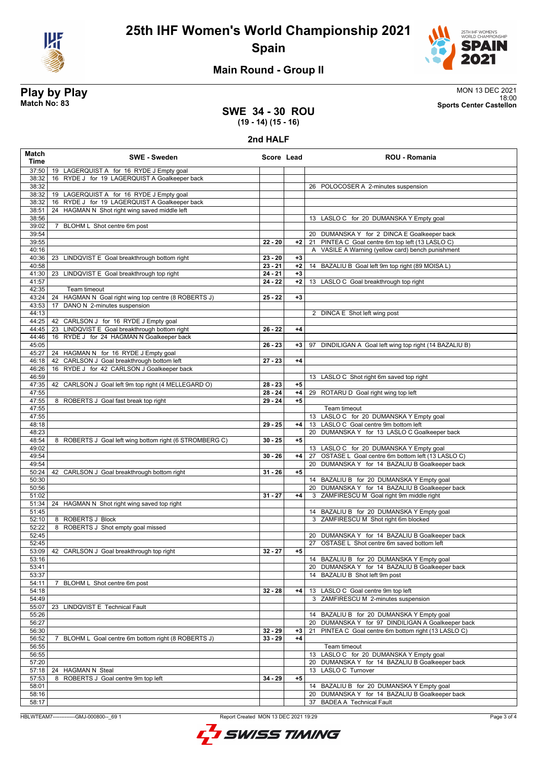# 25th IHF Women's World Championship 2021

## Spain

### Main Round - Group II

**Play by Play**
**Match No: 83**

MON 13 DEC 2021
18:00
**Sports Center Castellon**

## SWE 34 - 30 ROU
**(19 - 14) (15 - 16)**

### 2nd HALF

| Match Time | SWE - Sweden | Score | Lead | ROU - Romania |
|---|---|---|---|---|
| 37:50 | 19 LAGERQUIST A for 16 RYDE J Empty goal | | | |
| 38:32 | 16 RYDE J for 19 LAGERQUIST A Goalkeeper back | | | |
| 38:32 | | | | 26 POLOCOSER A 2-minutes suspension |
| 38:32 | 19 LAGERQUIST A for 16 RYDE J Empty goal | | | |
| 38:32 | 16 RYDE J for 19 LAGERQUIST A Goalkeeper back | | | |
| 38:51 | 24 HAGMAN N Shot right wing saved middle left | | | |
| 38:56 | | | | 13 LASLO C for 20 DUMANSKA Y Empty goal |
| 39:02 | 7 BLOHM L Shot centre 6m post | | | |
| 39:54 | | | | 20 DUMANSKA Y for 2 DINCA E Goalkeeper back |
| 39:55 | | 22 - 20 | +2 | 21 PINTEA C Goal centre 6m top left (13 LASLO C) |
| 40:16 | | | | A VASILE A Warning (yellow card) bench punishment |
| 40:36 | 23 LINDQVIST E Goal breakthrough bottom right | 23 - 20 | +3 | |
| 40:58 | | 23 - 21 | +2 | 14 BAZALIU B Goal left 9m top right (89 MOISA L) |
| 41:30 | 23 LINDQVIST E Goal breakthrough top right | 24 - 21 | +3 | |
| 41:57 | | 24 - 22 | +2 | 13 LASLO C Goal breakthrough top right |
| 42:35 | Team timeout | | | |
| 43:24 | 24 HAGMAN N Goal right wing top centre (8 ROBERTS J) | 25 - 22 | +3 | |
| 43:53 | 17 DANO N 2-minutes suspension | | | |
| 44:13 | | | | 2 DINCA E Shot left wing post |
| 44:25 | 42 CARLSON J for 16 RYDE J Empty goal | | | |
| 44:45 | 23 LINDQVIST E Goal breakthrough bottom right | 26 - 22 | +4 | |
| 44:46 | 16 RYDE J for 24 HAGMAN N Goalkeeper back | | | |
| 45:05 | | 26 - 23 | +3 | 97 DINDILIGAN A Goal left wing top right (14 BAZALIU B) |
| 45:27 | 24 HAGMAN N for 16 RYDE J Empty goal | | | |
| 46:18 | 42 CARLSON J Goal breakthrough bottom left | 27 - 23 | +4 | |
| 46:26 | 16 RYDE J for 42 CARLSON J Goalkeeper back | | | |
| 46:59 | | | | 13 LASLO C Shot right 6m saved top right |
| 47:35 | 42 CARLSON J Goal left 9m top right (4 MELLEGARD O) | 28 - 23 | +5 | |
| 47:55 | | 28 - 24 | +4 | 29 ROTARU D Goal right wing top left |
| 47:55 | 8 ROBERTS J Goal fast break top right | 29 - 24 | +5 | |
| 47:55 | | | | Team timeout |
| 47:55 | | | | 13 LASLO C for 20 DUMANSKA Y Empty goal |
| 48:18 | | 29 - 25 | +4 | 13 LASLO C Goal centre 9m bottom left |
| 48:23 | | | | 20 DUMANSKA Y for 13 LASLO C Goalkeeper back |
| 48:54 | 8 ROBERTS J Goal left wing bottom right (6 STROMBERG C) | 30 - 25 | +5 | |
| 49:02 | | | | 13 LASLO C for 20 DUMANSKA Y Empty goal |
| 49:54 | | 30 - 26 | +4 | 27 OSTASE L Goal centre 6m bottom left (13 LASLO C) |
| 49:54 | | | | 20 DUMANSKA Y for 14 BAZALIU B Goalkeeper back |
| 50:24 | 42 CARLSON J Goal breakthrough bottom right | 31 - 26 | +5 | |
| 50:30 | | | | 14 BAZALIU B for 20 DUMANSKA Y Empty goal |
| 50:56 | | | | 20 DUMANSKA Y for 14 BAZALIU B Goalkeeper back |
| 51:02 | | 31 - 27 | +4 | 3 ZAMFIRESCU M Goal right 9m middle right |
| 51:34 | 24 HAGMAN N Shot right wing saved top right | | | |
| 51:45 | | | | 14 BAZALIU B for 20 DUMANSKA Y Empty goal |
| 52:10 | 8 ROBERTS J Block | | | 3 ZAMFIRESCU M Shot right 6m blocked |
| 52:22 | 8 ROBERTS J Shot empty goal missed | | | |
| 52:45 | | | | 20 DUMANSKA Y for 14 BAZALIU B Goalkeeper back |
| 52:45 | | | | 27 OSTASE L Shot centre 6m saved bottom left |
| 53:09 | 42 CARLSON J Goal breakthrough top right | 32 - 27 | +5 | |
| 53:16 | | | | 14 BAZALIU B for 20 DUMANSKA Y Empty goal |
| 53:41 | | | | 20 DUMANSKA Y for 14 BAZALIU B Goalkeeper back |
| 53:37 | | | | 14 BAZALIU B Shot left 9m post |
| 54:11 | 7 BLOHM L Shot centre 6m post | | | |
| 54:18 | | 32 - 28 | +4 | 13 LASLO C Goal centre 9m top left |
| 54:49 | | | | 3 ZAMFIRESCU M 2-minutes suspension |
| 55:07 | 23 LINDQVIST E Technical Fault | | | |
| 55:26 | | | | 14 BAZALIU B for 20 DUMANSKA Y Empty goal |
| 56:27 | | | | 20 DUMANSKA Y for 97 DINDILIGAN A Goalkeeper back |
| 56:30 | | 32 - 29 | +3 | 21 PINTEA C Goal centre 6m bottom right (13 LASLO C) |
| 56:52 | 7 BLOHM L Goal centre 6m bottom right (8 ROBERTS J) | 33 - 29 | +4 | |
| 56:55 | | | | Team timeout |
| 56:55 | | | | 13 LASLO C for 20 DUMANSKA Y Empty goal |
| 57:20 | | | | 20 DUMANSKA Y for 14 BAZALIU B Goalkeeper back |
| 57:18 | 24 HAGMAN N Steal | | | 13 LASLO C Turnover |
| 57:53 | 8 ROBERTS J Goal centre 9m top left | 34 - 29 | +5 | |
| 58:01 | | | | 14 BAZALIU B for 20 DUMANSKA Y Empty goal |
| 58:16 | | | | 20 DUMANSKA Y for 14 BAZALIU B Goalkeeper back |
| 58:17 | | | | 37 BADEA A Technical Fault |

HBLWTEAM7-------------GMJ-000800--_69 1 Report Created MON 13 DEC 2021 19:29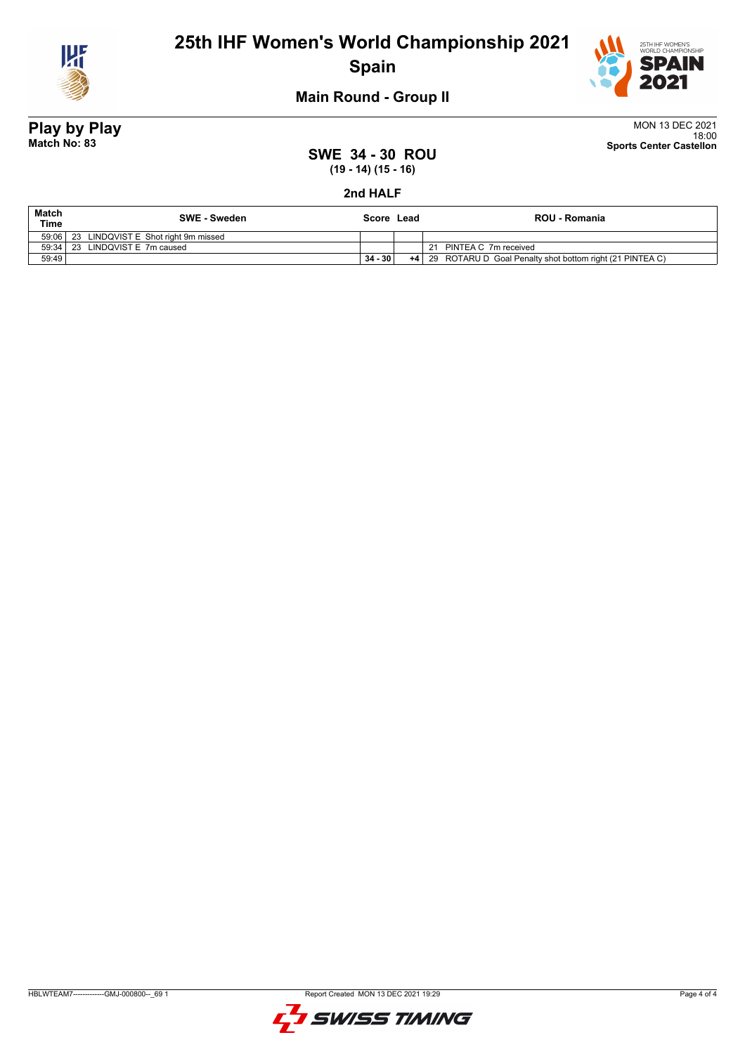# 25th IHF Women's World Championship 2021

**Spain**

## Main Round - Group II

**Play by Play**
**Match No: 83**

MON 13 DEC 2021
18:00
**Sports Center Castellon**

### SWE 34 - 30 ROU

**(19 - 14) (15 - 16)**

**2nd HALF**

| Match Time | SWE - Sweden | Score | Lead | ROU - Romania |
|---|---|---|---|---|
| 59:06 | 23 LINDQVIST E Shot right 9m missed | | | |
| 59:34 | 23 LINDQVIST E 7m caused | | | 21 PINTEA C 7m received |
| 59:49 | | 34 - 30 | +4 | 29 ROTARU D Goal Penalty shot bottom right (21 PINTEA C) |

HBLWTEAM7--------------GMJ-000800--_69 1 Report Created MON 13 DEC 2021 19:29